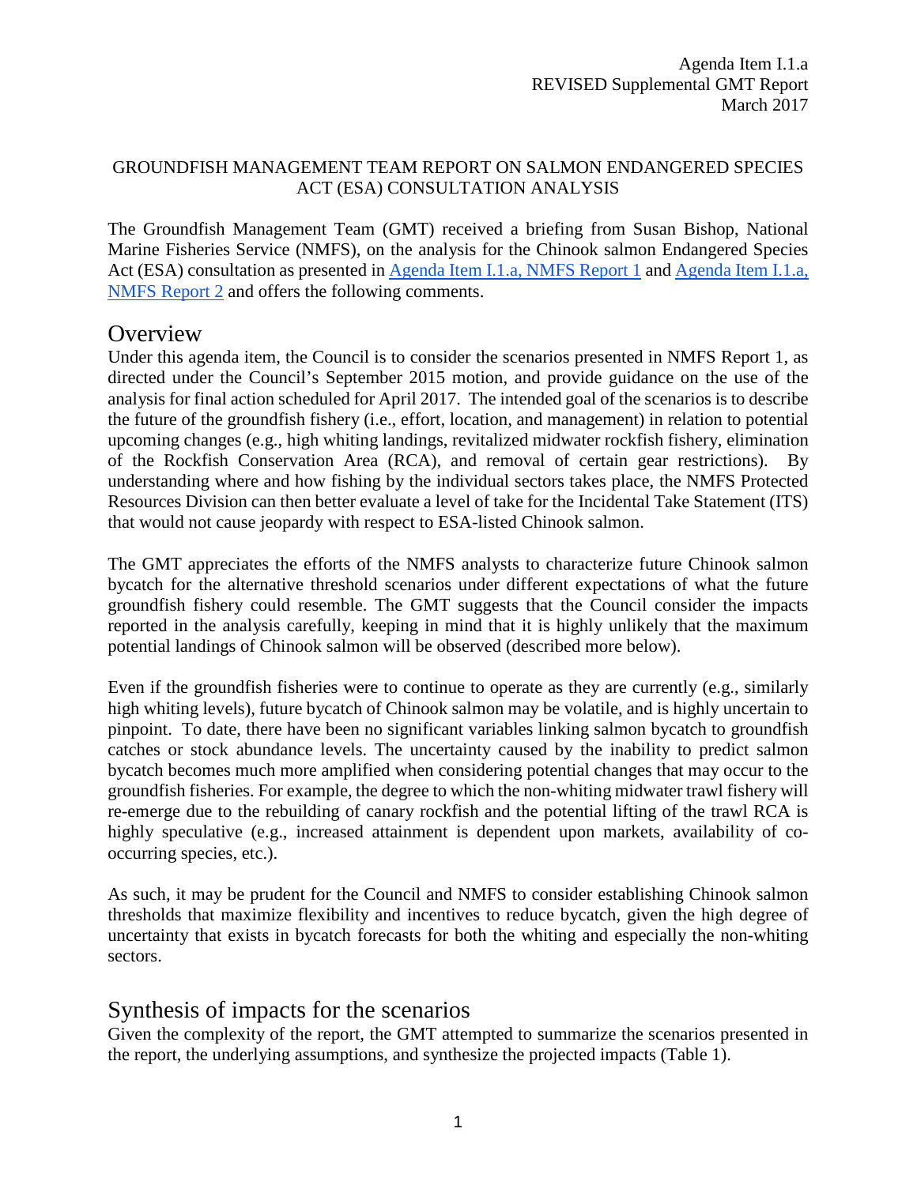Agenda Item I.1.a
REVISED Supplemental GMT Report
March 2017

GROUNDFISH MANAGEMENT TEAM REPORT ON SALMON ENDANGERED SPECIES ACT (ESA) CONSULTATION ANALYSIS

The Groundfish Management Team (GMT) received a briefing from Susan Bishop, National Marine Fisheries Service (NMFS), on the analysis for the Chinook salmon Endangered Species Act (ESA) consultation as presented in [Agenda Item I.1.a, NMFS Report 1] and [Agenda Item I.1.a, NMFS Report 2] and offers the following comments.

## Overview

Under this agenda item, the Council is to consider the scenarios presented in NMFS Report 1, as directed under the Council's September 2015 motion, and provide guidance on the use of the analysis for final action scheduled for April 2017. The intended goal of the scenarios is to describe the future of the groundfish fishery (i.e., effort, location, and management) in relation to potential upcoming changes (e.g., high whiting landings, revitalized midwater rockfish fishery, elimination of the Rockfish Conservation Area (RCA), and removal of certain gear restrictions). By understanding where and how fishing by the individual sectors takes place, the NMFS Protected Resources Division can then better evaluate a level of take for the Incidental Take Statement (ITS) that would not cause jeopardy with respect to ESA-listed Chinook salmon.

The GMT appreciates the efforts of the NMFS analysts to characterize future Chinook salmon bycatch for the alternative threshold scenarios under different expectations of what the future groundfish fishery could resemble. The GMT suggests that the Council consider the impacts reported in the analysis carefully, keeping in mind that it is highly unlikely that the maximum potential landings of Chinook salmon will be observed (described more below).

Even if the groundfish fisheries were to continue to operate as they are currently (e.g., similarly high whiting levels), future bycatch of Chinook salmon may be volatile, and is highly uncertain to pinpoint. To date, there have been no significant variables linking salmon bycatch to groundfish catches or stock abundance levels. The uncertainty caused by the inability to predict salmon bycatch becomes much more amplified when considering potential changes that may occur to the groundfish fisheries. For example, the degree to which the non-whiting midwater trawl fishery will re-emerge due to the rebuilding of canary rockfish and the potential lifting of the trawl RCA is highly speculative (e.g., increased attainment is dependent upon markets, availability of co-occurring species, etc.).

As such, it may be prudent for the Council and NMFS to consider establishing Chinook salmon thresholds that maximize flexibility and incentives to reduce bycatch, given the high degree of uncertainty that exists in bycatch forecasts for both the whiting and especially the non-whiting sectors.

## Synthesis of impacts for the scenarios

Given the complexity of the report, the GMT attempted to summarize the scenarios presented in the report, the underlying assumptions, and synthesize the projected impacts (Table 1).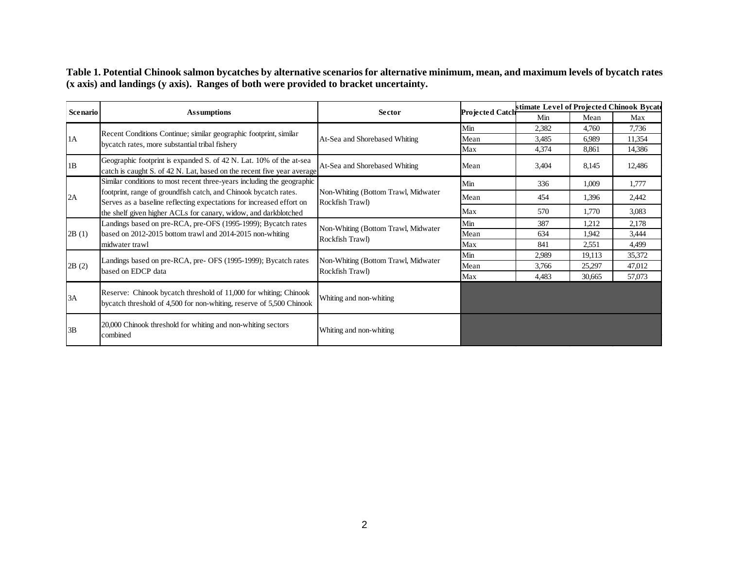**Table 1. Potential Chinook salmon bycatches by alternative scenarios for alternative minimum, mean, and maximum levels of bycatch rates (x axis) and landings (y axis). Ranges of both were provided to bracket uncertainty.**

| Scenario | Assumptions | Sector | Projected Catch | Estimate Level of Projected Chinook Bycatch | | |
|---|---|---|---|---|---|---|
| | | | | Min | Mean | Max |
| 1A | Recent Conditions Continue; similar geographic footprint, similar bycatch rates, more substantial tribal fishery | At-Sea and Shorebased Whiting | Min | 2,382 | 4,760 | 7,736 |
| | | | Mean | 3,485 | 6,989 | 11,354 |
| | | | Max | 4,374 | 8,861 | 14,386 |
| 1B | Geographic footprint is expanded S. of 42 N. Lat. 10% of the at-sea catch is caught S. of 42 N. Lat, based on the recent five year average | At-Sea and Shorebased Whiting | Mean | 3,404 | 8,145 | 12,486 |
| 2A | Similar conditions to most recent three-years including the geographic footprint, range of groundfish catch, and Chinook bycatch rates. Serves as a baseline reflecting expectations for increased effort on the shelf given higher ACLs for canary, widow, and darkblotched | Non-Whiting (Bottom Trawl, Midwater Rockfish Trawl) | Min | 336 | 1,009 | 1,777 |
| | | | Mean | 454 | 1,396 | 2,442 |
| | | | Max | 570 | 1,770 | 3,083 |
| 2B (1) | Landings based on pre-RCA, pre-OFS (1995-1999); Bycatch rates based on 2012-2015 bottom trawl and 2014-2015 non-whiting midwater trawl | Non-Whiting (Bottom Trawl, Midwater Rockfish Trawl) | Min | 387 | 1,212 | 2,178 |
| | | | Mean | 634 | 1,942 | 3,444 |
| | | | Max | 841 | 2,551 | 4,499 |
| 2B (2) | Landings based on pre-RCA, pre- OFS (1995-1999); Bycatch rates based on EDCP data | Non-Whiting (Bottom Trawl, Midwater Rockfish Trawl) | Min | 2,989 | 19,113 | 35,372 |
| | | | Mean | 3,766 | 25,297 | 47,012 |
| | | | Max | 4,483 | 30,665 | 57,073 |
| 3A | Reserve: Chinook bycatch threshold of 11,000 for whiting; Chinook bycatch threshold of 4,500 for non-whiting, reserve of 5,500 Chinook | Whiting and non-whiting | | | | |
| 3B | 20,000 Chinook threshold for whiting and non-whiting sectors combined | Whiting and non-whiting | | | | |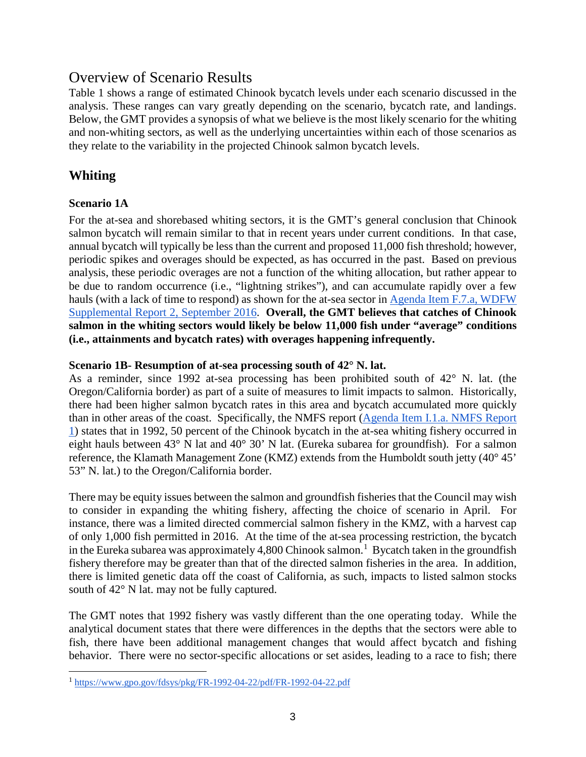# Overview of Scenario Results

Table 1 shows a range of estimated Chinook bycatch levels under each scenario discussed in the analysis. These ranges can vary greatly depending on the scenario, bycatch rate, and landings. Below, the GMT provides a synopsis of what we believe is the most likely scenario for the whiting and non-whiting sectors, as well as the underlying uncertainties within each of those scenarios as they relate to the variability in the projected Chinook salmon bycatch levels.

## Whiting

### Scenario 1A

For the at-sea and shorebased whiting sectors, it is the GMT's general conclusion that Chinook salmon bycatch will remain similar to that in recent years under current conditions. In that case, annual bycatch will typically be less than the current and proposed 11,000 fish threshold; however, periodic spikes and overages should be expected, as has occurred in the past. Based on previous analysis, these periodic overages are not a function of the whiting allocation, but rather appear to be due to random occurrence (i.e., "lightning strikes"), and can accumulate rapidly over a few hauls (with a lack of time to respond) as shown for the at-sea sector in [Agenda Item F.7.a, WDFW Supplemental Report 2, September 2016](). **Overall, the GMT believes that catches of Chinook salmon in the whiting sectors would likely be below 11,000 fish under "average" conditions (i.e., attainments and bycatch rates) with overages happening infrequently.**

### Scenario 1B- Resumption of at-sea processing south of 42° N. lat.

As a reminder, since 1992 at-sea processing has been prohibited south of 42° N. lat. (the Oregon/California border) as part of a suite of measures to limit impacts to salmon. Historically, there had been higher salmon bycatch rates in this area and bycatch accumulated more quickly than in other areas of the coast. Specifically, the NMFS report ([Agenda Item I.1.a. NMFS Report 1]()) states that in 1992, 50 percent of the Chinook bycatch in the at-sea whiting fishery occurred in eight hauls between 43° N lat and 40° 30' N lat. (Eureka subarea for groundfish). For a salmon reference, the Klamath Management Zone (KMZ) extends from the Humboldt south jetty (40° 45' 53" N. lat.) to the Oregon/California border.

There may be equity issues between the salmon and groundfish fisheries that the Council may wish to consider in expanding the whiting fishery, affecting the choice of scenario in April. For instance, there was a limited directed commercial salmon fishery in the KMZ, with a harvest cap of only 1,000 fish permitted in 2016. At the time of the at-sea processing restriction, the bycatch in the Eureka subarea was approximately 4,800 Chinook salmon.[1] Bycatch taken in the groundfish fishery therefore may be greater than that of the directed salmon fisheries in the area. In addition, there is limited genetic data off the coast of California, as such, impacts to listed salmon stocks south of 42° N lat. may not be fully captured.

The GMT notes that 1992 fishery was vastly different than the one operating today. While the analytical document states that there were differences in the depths that the sectors were able to fish, there have been additional management changes that would affect bycatch and fishing behavior. There were no sector-specific allocations or set asides, leading to a race to fish; there

---

[1] https://www.gpo.gov/fdsys/pkg/FR-1992-04-22/pdf/FR-1992-04-22.pdf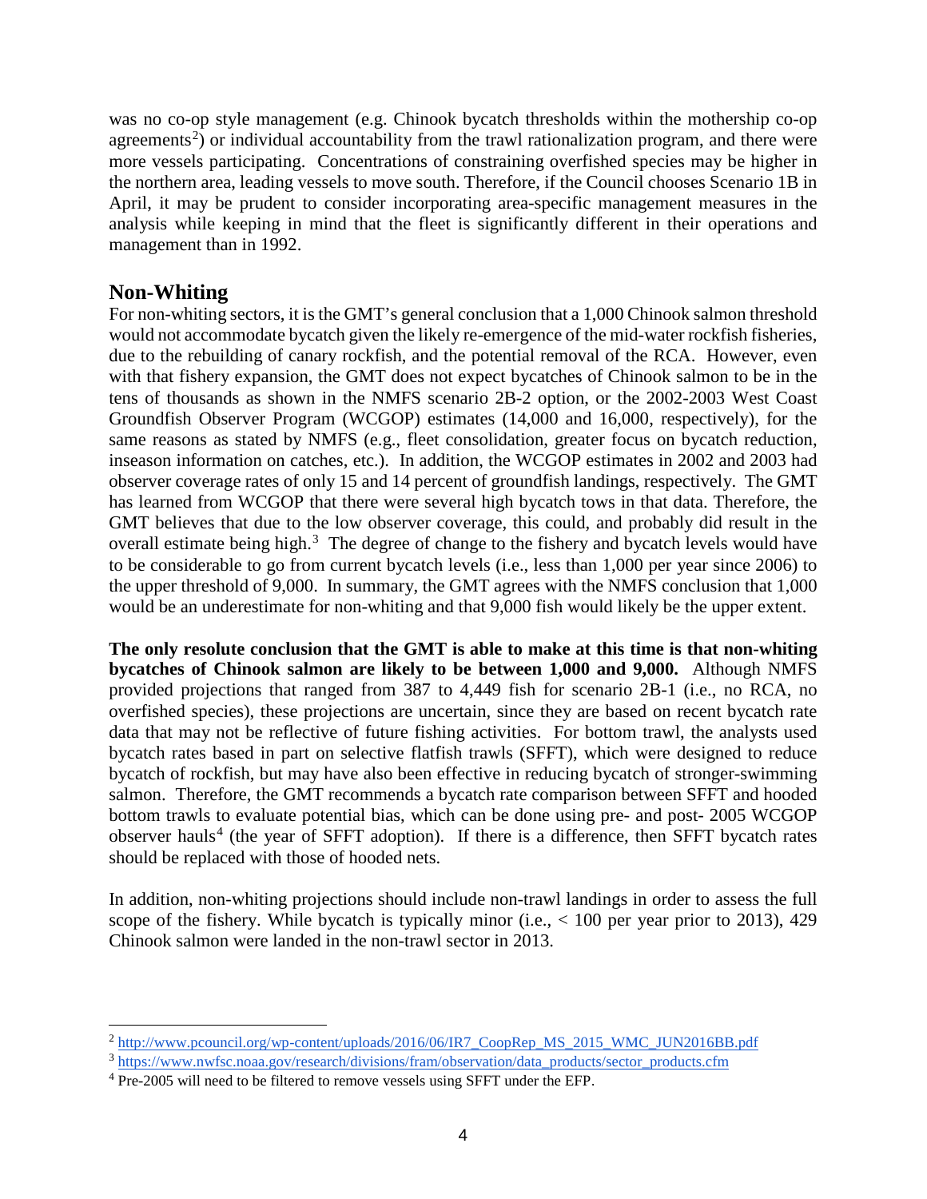was no co-op style management (e.g. Chinook bycatch thresholds within the mothership co-op agreements[2]) or individual accountability from the trawl rationalization program, and there were more vessels participating. Concentrations of constraining overfished species may be higher in the northern area, leading vessels to move south. Therefore, if the Council chooses Scenario 1B in April, it may be prudent to consider incorporating area-specific management measures in the analysis while keeping in mind that the fleet is significantly different in their operations and management than in 1992.

## Non-Whiting

For non-whiting sectors, it is the GMT's general conclusion that a 1,000 Chinook salmon threshold would not accommodate bycatch given the likely re-emergence of the mid-water rockfish fisheries, due to the rebuilding of canary rockfish, and the potential removal of the RCA. However, even with that fishery expansion, the GMT does not expect bycatches of Chinook salmon to be in the tens of thousands as shown in the NMFS scenario 2B-2 option, or the 2002-2003 West Coast Groundfish Observer Program (WCGOP) estimates (14,000 and 16,000, respectively), for the same reasons as stated by NMFS (e.g., fleet consolidation, greater focus on bycatch reduction, inseason information on catches, etc.). In addition, the WCGOP estimates in 2002 and 2003 had observer coverage rates of only 15 and 14 percent of groundfish landings, respectively. The GMT has learned from WCGOP that there were several high bycatch tows in that data. Therefore, the GMT believes that due to the low observer coverage, this could, and probably did result in the overall estimate being high.[3] The degree of change to the fishery and bycatch levels would have to be considerable to go from current bycatch levels (i.e., less than 1,000 per year since 2006) to the upper threshold of 9,000. In summary, the GMT agrees with the NMFS conclusion that 1,000 would be an underestimate for non-whiting and that 9,000 fish would likely be the upper extent.

**The only resolute conclusion that the GMT is able to make at this time is that non-whiting bycatches of Chinook salmon are likely to be between 1,000 and 9,000.** Although NMFS provided projections that ranged from 387 to 4,449 fish for scenario 2B-1 (i.e., no RCA, no overfished species), these projections are uncertain, since they are based on recent bycatch rate data that may not be reflective of future fishing activities. For bottom trawl, the analysts used bycatch rates based in part on selective flatfish trawls (SFFT), which were designed to reduce bycatch of rockfish, but may have also been effective in reducing bycatch of stronger-swimming salmon. Therefore, the GMT recommends a bycatch rate comparison between SFFT and hooded bottom trawls to evaluate potential bias, which can be done using pre- and post- 2005 WCGOP observer hauls[4] (the year of SFFT adoption). If there is a difference, then SFFT bycatch rates should be replaced with those of hooded nets.

In addition, non-whiting projections should include non-trawl landings in order to assess the full scope of the fishery. While bycatch is typically minor (i.e., < 100 per year prior to 2013), 429 Chinook salmon were landed in the non-trawl sector in 2013.

---

[2] http://www.pcouncil.org/wp-content/uploads/2016/06/IR7_CoopRep_MS_2015_WMC_JUN2016BB.pdf

[3] https://www.nwfsc.noaa.gov/research/divisions/fram/observation/data_products/sector_products.cfm

[4] Pre-2005 will need to be filtered to remove vessels using SFFT under the EFP.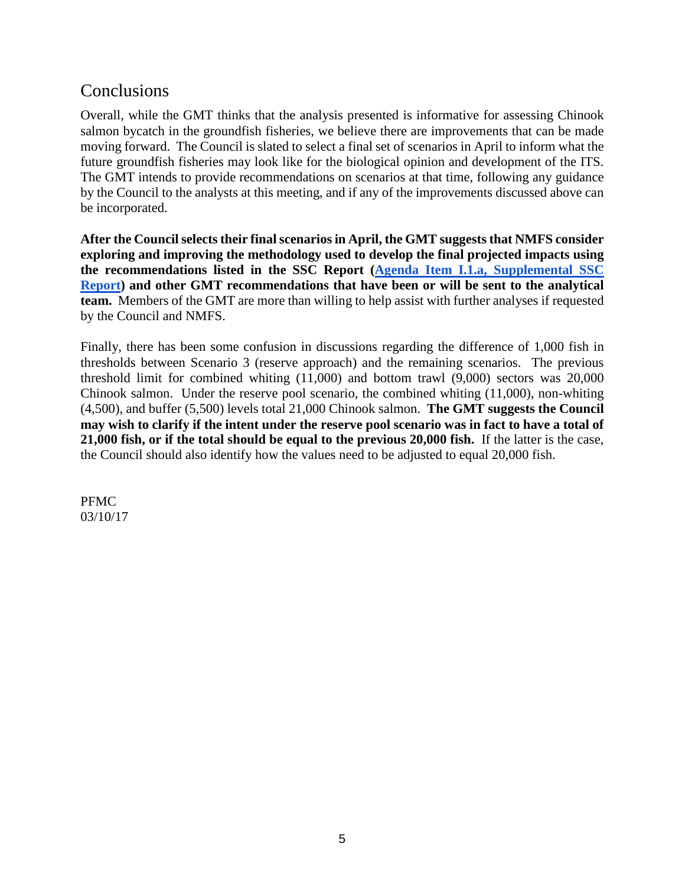## Conclusions

Overall, while the GMT thinks that the analysis presented is informative for assessing Chinook salmon bycatch in the groundfish fisheries, we believe there are improvements that can be made moving forward. The Council is slated to select a final set of scenarios in April to inform what the future groundfish fisheries may look like for the biological opinion and development of the ITS. The GMT intends to provide recommendations on scenarios at that time, following any guidance by the Council to the analysts at this meeting, and if any of the improvements discussed above can be incorporated.

**After the Council selects their final scenarios in April, the GMT suggests that NMFS consider exploring and improving the methodology used to develop the final projected impacts using the recommendations listed in the SSC Report (Agenda Item I.1.a, Supplemental SSC Report) and other GMT recommendations that have been or will be sent to the analytical team.** Members of the GMT are more than willing to help assist with further analyses if requested by the Council and NMFS.

Finally, there has been some confusion in discussions regarding the difference of 1,000 fish in thresholds between Scenario 3 (reserve approach) and the remaining scenarios. The previous threshold limit for combined whiting (11,000) and bottom trawl (9,000) sectors was 20,000 Chinook salmon. Under the reserve pool scenario, the combined whiting (11,000), non-whiting (4,500), and buffer (5,500) levels total 21,000 Chinook salmon. **The GMT suggests the Council may wish to clarify if the intent under the reserve pool scenario was in fact to have a total of 21,000 fish, or if the total should be equal to the previous 20,000 fish.** If the latter is the case, the Council should also identify how the values need to be adjusted to equal 20,000 fish.

PFMC
03/10/17